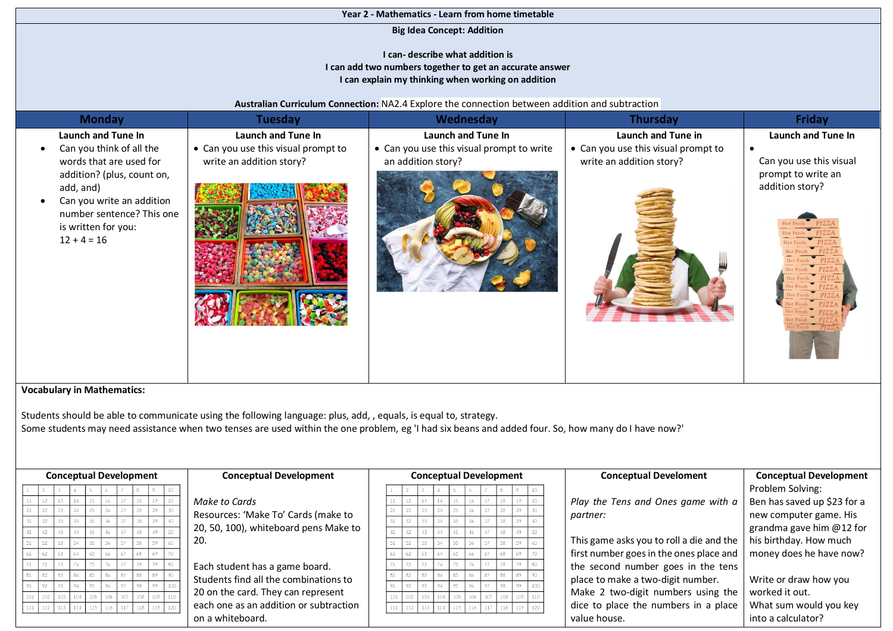# Year 2 - Mathematics - Learn from home timetable

**Big Idea Concept: Addition**

**I can- describe what addition is**
**I can add two numbers together to get an accurate answer**
**I can explain my thinking when working on addition**

**Australian Curriculum Connection:** NA2.4 Explore the connection between addition and subtraction

| Monday | Tuesday | Wednesday | Thursday | Friday |
|---|---|---|---|---|
| **Launch and Tune In**<br>• Can you think of all the words that are used for addition? (plus, count on, add, and)<br>• Can you write an addition number sentence? This one is written for you:<br>12 + 4 = 16 | **Launch and Tune In**<br>• Can you use this visual prompt to write an addition story? | **Launch and Tune In**<br>• Can you use this visual prompt to write an addition story? | **Launch and Tune in**<br>• Can you use this visual prompt to write an addition story? | **Launch and Tune In**<br>• Can you use this visual prompt to write an addition story? |

**Vocabulary in Mathematics:**

Students should be able to communicate using the following language: plus, add, , equals, is equal to, strategy.
Some students may need assistance when two tenses are used within the one problem, eg 'I had six beans and added four. So, how many do I have now?'

| Conceptual Development | Conceptual Development | Conceptual Development | Conceptual Develoment | Conceptual Development |
|---|---|---|---|---|
| 1 2 3 4 5 6 7 8 9 10<br>11 12 13 14 15 16 17 18 19 20<br>21 22 23 24 25 26 27 28 29 30<br>31 32 33 34 35 36 37 38 39 40<br>41 42 43 44 45 46 47 48 49 50<br>51 52 53 54 55 56 57 58 59 60<br>61 62 63 64 65 66 67 68 69 70<br>71 72 73 74 75 76 77 78 79 80<br>81 82 83 84 85 86 87 88 89 90<br>91 92 93 94 95 96 97 98 99 100<br>101 102 103 104 105 106 107 108 109 110<br>111 112 113 114 115 116 117 118 119 120 | *Make to Cards*<br>Resources: 'Make To' Cards (make to 20, 50, 100), whiteboard pens Make to 20.<br><br>Each student has a game board. Students find all the combinations to 20 on the card. They can represent each one as an addition or subtraction on a whiteboard. | 1 2 3 4 5 6 7 8 9 10<br>11 12 13 14 15 16 17 18 19 20<br>21 22 23 24 25 26 27 28 29 30<br>31 32 33 34 35 36 37 38 39 40<br>41 42 43 44 45 46 47 48 49 50<br>51 52 53 54 55 56 57 58 59 60<br>61 62 63 64 65 66 67 68 69 70<br>71 72 73 74 75 76 77 78 79 80<br>81 82 83 84 85 86 87 88 89 90<br>91 92 93 94 95 96 97 98 99 100<br>101 102 103 104 105 106 107 108 109 110<br>111 112 113 114 115 116 117 118 119 120 | *Play the Tens and Ones game with a partner:*<br><br>This game asks you to roll a die and the first number goes in the ones place and the second number goes in the tens place to make a two-digit number. Make 2 two-digit numbers using the dice to place the numbers in a place value house. | Problem Solving:<br>Ben has saved up $23 for a new computer game. His grandma gave him @12 for his birthday. How much money does he have now?<br><br>Write or draw how you worked it out.<br>What sum would you key into a calculator? |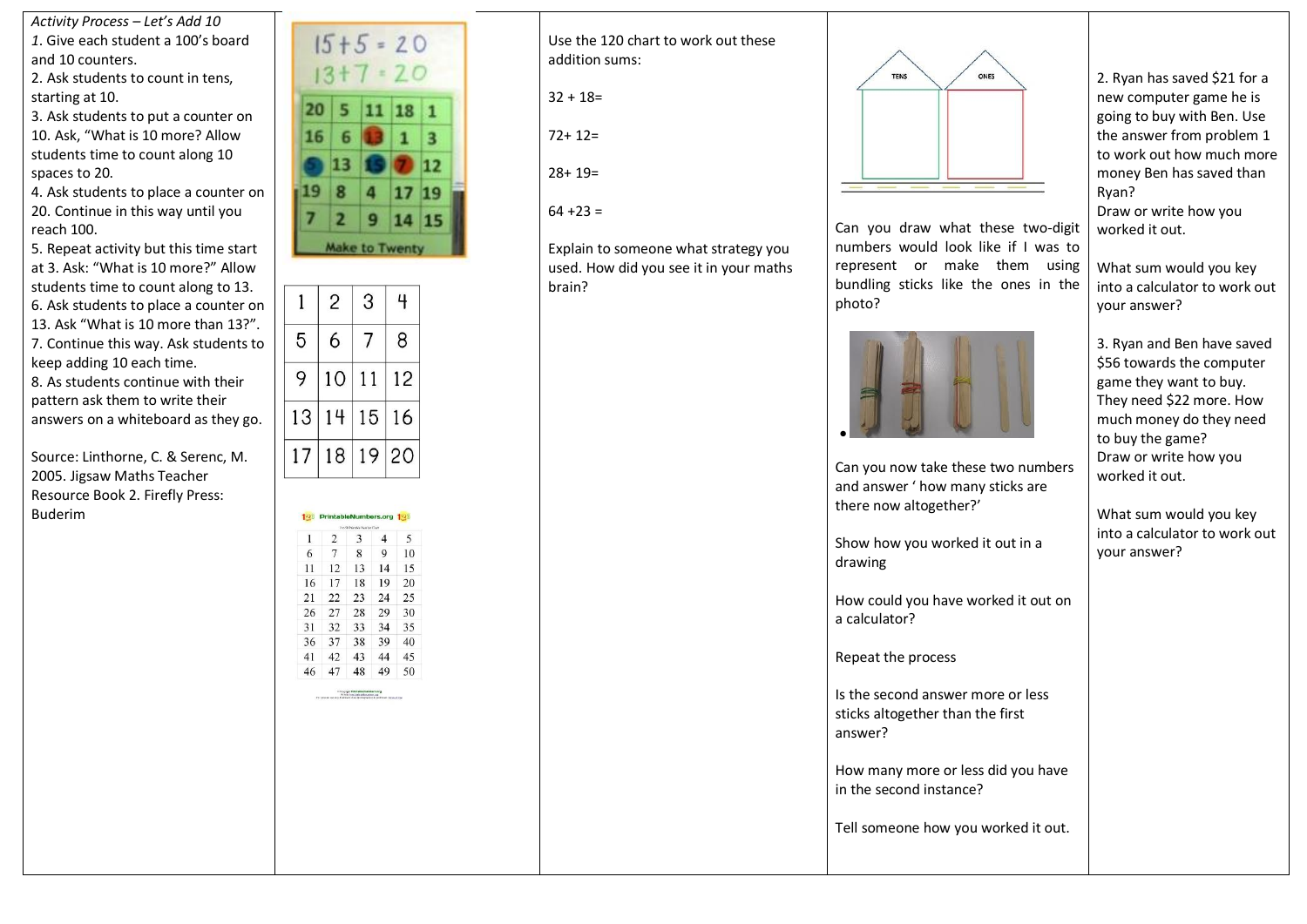*Activity Process – Let's Add 10*

1. Give each student a 100's board and 10 counters.
2. Ask students to count in tens, starting at 10.
3. Ask students to put a counter on 10. Ask, "What is 10 more? Allow students time to count along 10 spaces to 20.
4. Ask students to place a counter on 20. Continue in this way until you reach 100.
5. Repeat activity but this time start at 3. Ask: "What is 10 more?" Allow students time to count along to 13.
6. Ask students to place a counter on 13. Ask "What is 10 more than 13?".
7. Continue this way. Ask students to keep adding 10 each time.
8. As students continue with their pattern ask them to write their answers on a whiteboard as they go.

Source: Linthorne, C. & Serenc, M. 2005. Jigsaw Maths Teacher Resource Book 2. Firefly Press: Buderim

15 + 5 = 20
13 + 7 = 20

| 20 | 5 | 11 | 18 | 1 |
|---|---|---|---|---|
| 16 | 6 | 13 | 1 | 3 |
| 5 | 13 | 15 | 7 | 12 |
| 19 | 8 | 4 | 17 | 19 |
| 7 | 2 | 9 | 14 | 15 |

Make to Twenty

| 1 | 2 | 3 | 4 |
|---|---|---|---|
| 5 | 6 | 7 | 8 |
| 9 | 10 | 11 | 12 |
| 13 | 14 | 15 | 16 |
| 17 | 18 | 19 | 20 |

PrintableNumbers.org

| 1 | 2 | 3 | 4 | 5 |
|---|---|---|---|---|
| 6 | 7 | 8 | 9 | 10 |
| 11 | 12 | 13 | 14 | 15 |
| 16 | 17 | 18 | 19 | 20 |
| 21 | 22 | 23 | 24 | 25 |
| 26 | 27 | 28 | 29 | 30 |
| 31 | 32 | 33 | 34 | 35 |
| 36 | 37 | 38 | 39 | 40 |
| 41 | 42 | 43 | 44 | 45 |
| 46 | 47 | 48 | 49 | 50 |

Use the 120 chart to work out these addition sums:

32 + 18=

72+ 12=

28+ 19=

64 +23 =

Explain to someone what strategy you used. How did you see it in your maths brain?

TENS | ONES

Can you draw what these two-digit numbers would look like if I was to represent or make them using bundling sticks like the ones in the photo?

Can you now take these two numbers and answer ' how many sticks are there now altogether?'

Show how you worked it out in a drawing

How could you have worked it out on a calculator?

Repeat the process

Is the second answer more or less sticks altogether than the first answer?

How many more or less did you have in the second instance?

Tell someone how you worked it out.

2. Ryan has saved $21 for a new computer game he is going to buy with Ben. Use the answer from problem 1 to work out how much more money Ben has saved than Ryan?
Draw or write how you worked it out.

What sum would you key into a calculator to work out your answer?

3. Ryan and Ben have saved $56 towards the computer game they want to buy. They need $22 more. How much money do they need to buy the game?
Draw or write how you worked it out.

What sum would you key into a calculator to work out your answer?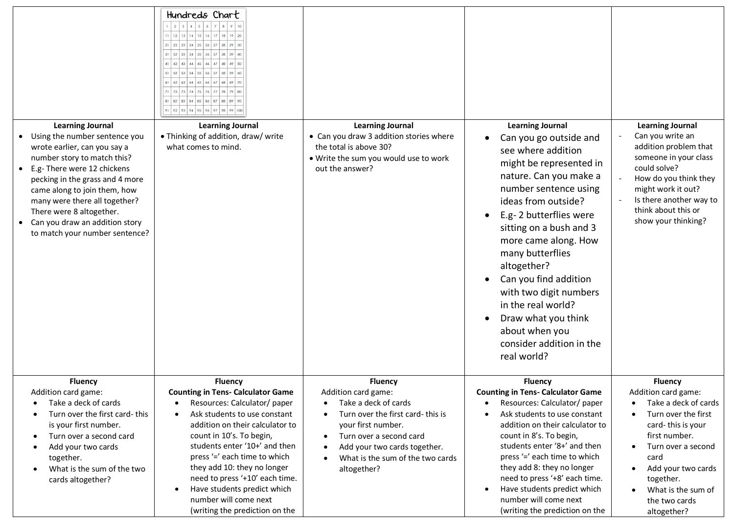| | Hundreds Chart | | | |
|---|---|---|---|---|
| **Learning Journal**<br>• Using the number sentence you wrote earlier, can you say a number story to match this?<br>• E.g- There were 12 chickens pecking in the grass and 4 more came along to join them, how many were there all together? There were 8 altogether.<br>• Can you draw an addition story to match your number sentence? | **Learning Journal**<br>• Thinking of addition, draw/ write what comes to mind. | **Learning Journal**<br>• Can you draw 3 addition stories where the total is above 30?<br>• Write the sum you would use to work out the answer? | **Learning Journal**<br>• Can you go outside and see where addition might be represented in nature. Can you make a number sentence using ideas from outside?<br>• E.g- 2 butterflies were sitting on a bush and 3 more came along. How many butterflies altogether?<br>• Can you find addition with two digit numbers in the real world?<br>• Draw what you think about when you consider addition in the real world? | **Learning Journal**<br>- Can you write an addition problem that someone in your class could solve?<br>- How do you think they might work it out?<br>- Is there another way to think about this or show your thinking? |
| **Fluency**<br>Addition card game:<br>• Take a deck of cards<br>• Turn over the first card- this is your first number.<br>• Turn over a second card<br>• Add your two cards together.<br>• What is the sum of the two cards altogether? | **Fluency**<br>**Counting in Tens- Calculator Game**<br>• Resources: Calculator/ paper<br>• Ask students to use constant addition on their calculator to count in 10's. To begin, students enter '10+' and then press '=' each time to which they add 10: they no longer need to press '+10' each time.<br>• Have students predict which number will come next (writing the prediction on the | **Fluency**<br>Addition card game:<br>• Take a deck of cards<br>• Turn over the first card- this is your first number.<br>• Turn over a second card<br>• Add your two cards together.<br>• What is the sum of the two cards altogether? | **Fluency**<br>**Counting in Tens- Calculator Game**<br>• Resources: Calculator/ paper<br>• Ask students to use constant addition on their calculator to count in 8's. To begin, students enter '8+' and then press '=' each time to which they add 8: they no longer need to press '+8' each time.<br>• Have students predict which number will come next (writing the prediction on the | **Fluency**<br>Addition card game:<br>• Take a deck of cards<br>• Turn over the first card- this is your first number.<br>• Turn over a second card<br>• Add your two cards together.<br>• What is the sum of the two cards altogether? |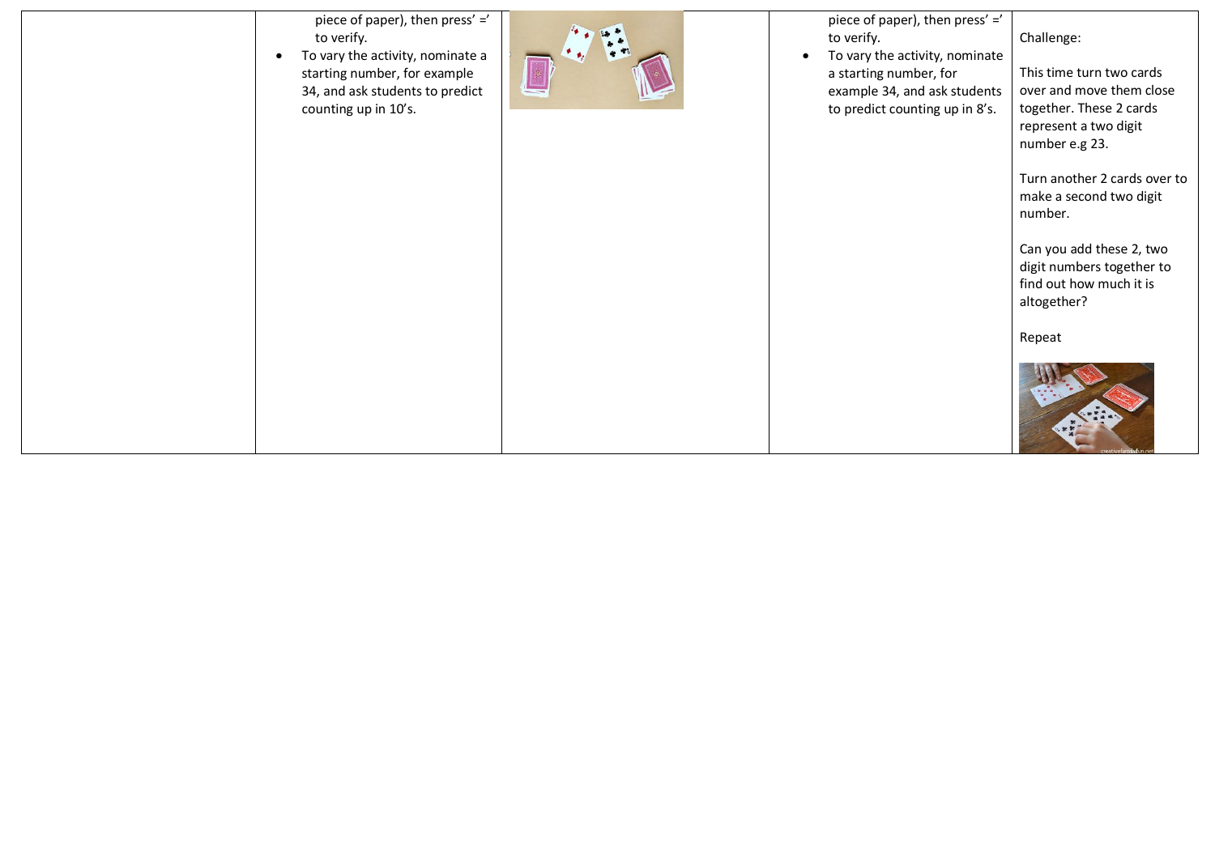| | | | | |
|---|---|---|---|---|
| | piece of paper), then press' =' to verify.<br>• To vary the activity, nominate a starting number, for example 34, and ask students to predict counting up in 10's. | | piece of paper), then press' =' to verify.<br>• To vary the activity, nominate a starting number, for example 34, and ask students to predict counting up in 8's. | Challenge:<br><br>This time turn two cards over and move them close together. These 2 cards represent a two digit number e.g 23.<br><br>Turn another 2 cards over to make a second two digit number.<br><br>Can you add these 2, two digit numbers together to find out how much it is altogether?<br><br>Repeat |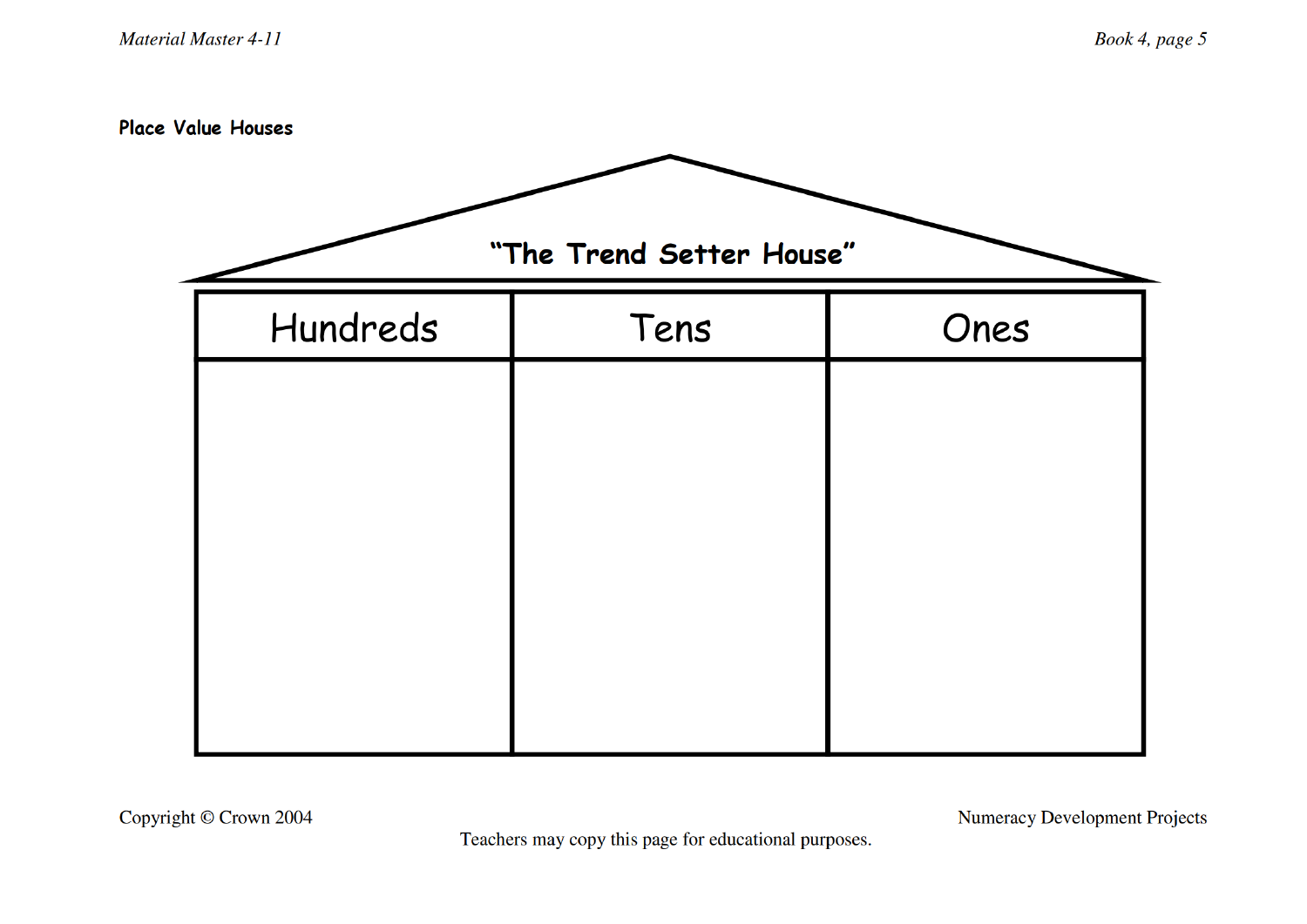**Place Value Houses**

"The Trend Setter House"

| Hundreds | Tens | Ones |
| --- | --- | --- |
| | | |

Copyright © Crown 2004

Numeracy Development Projects

Teachers may copy this page for educational purposes.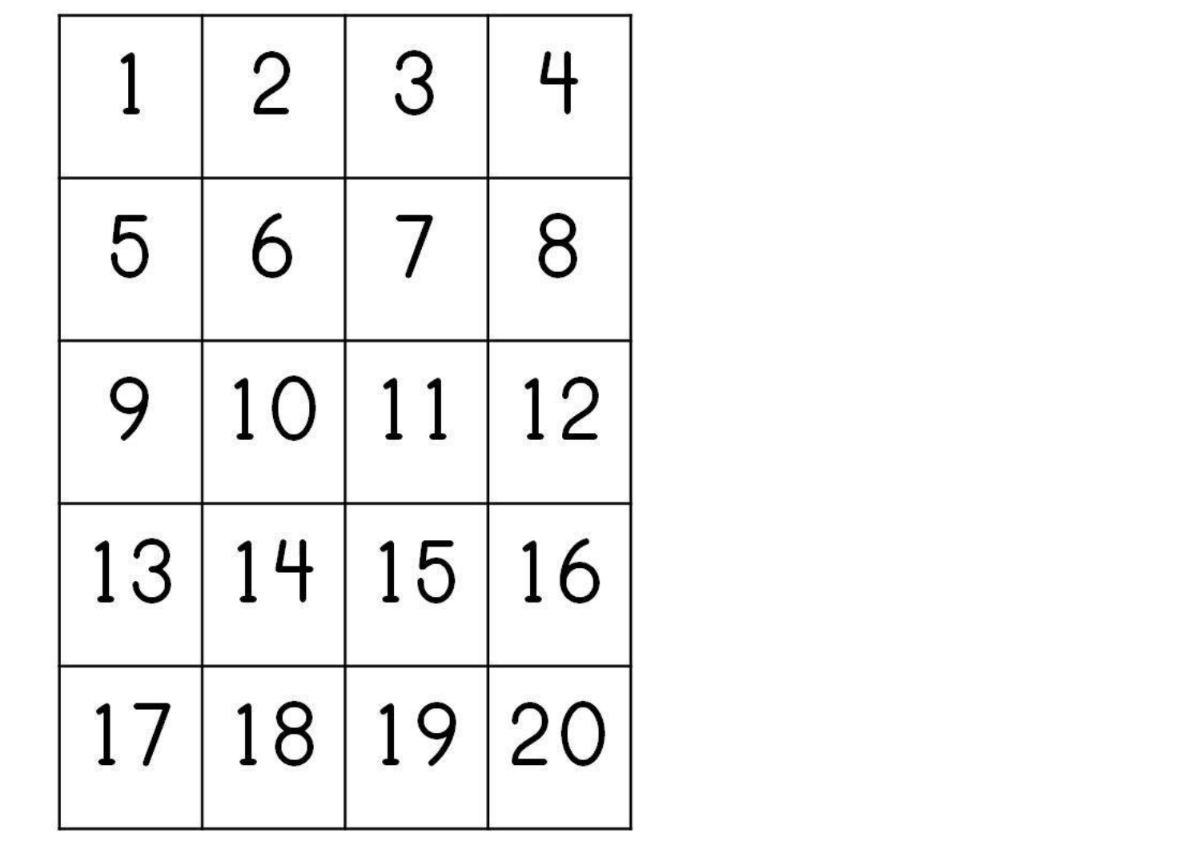| 1 | 2 | 3 | 4 |
| --- | --- | --- | --- |
| 5 | 6 | 7 | 8 |
| 9 | 10 | 11 | 12 |
| 13 | 14 | 15 | 16 |
| 17 | 18 | 19 | 20 |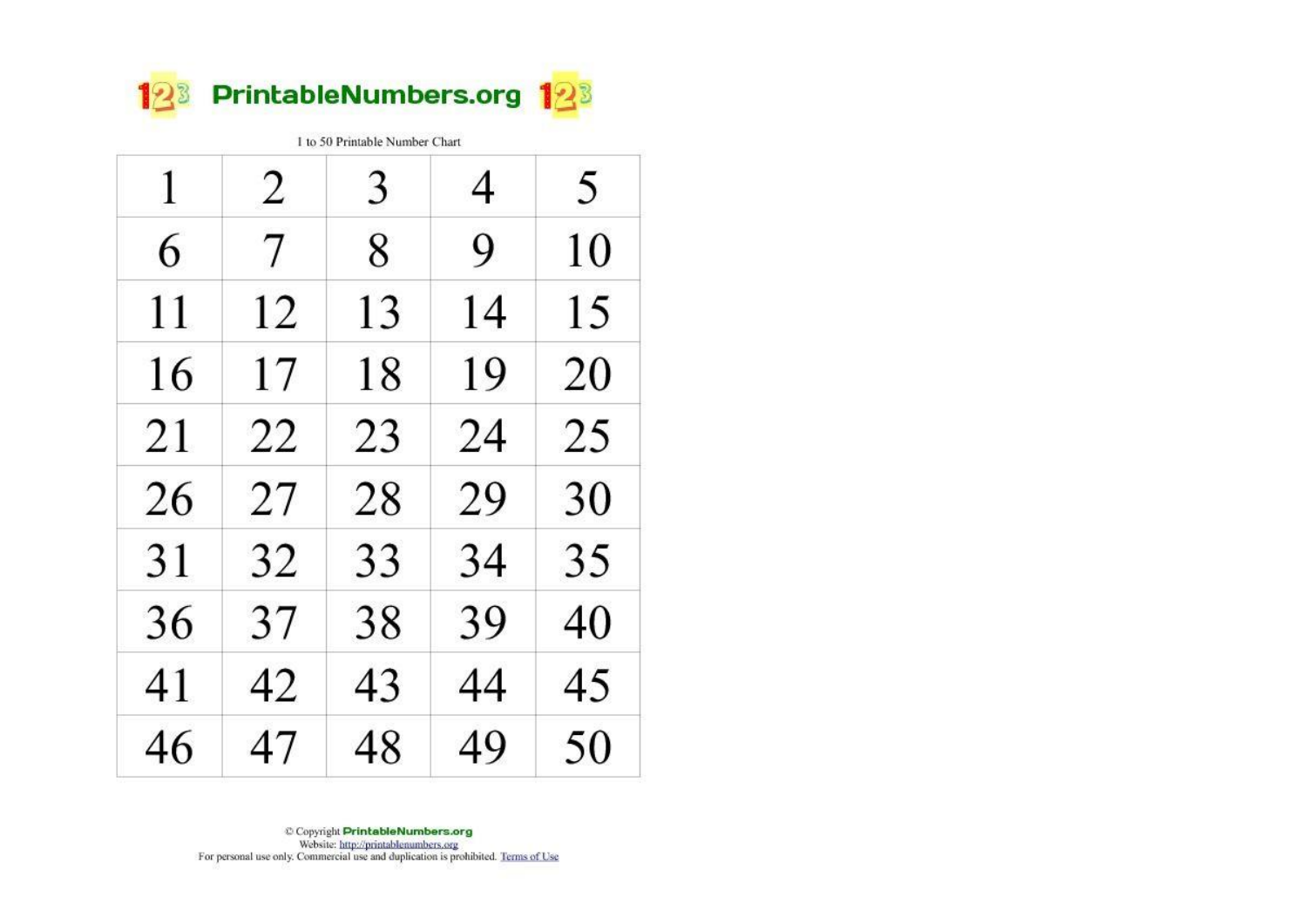# PrintableNumbers.org

1 to 50 Printable Number Chart

| 1 | 2 | 3 | 4 | 5 |
|---|---|---|---|---|
| 6 | 7 | 8 | 9 | 10 |
| 11 | 12 | 13 | 14 | 15 |
| 16 | 17 | 18 | 19 | 20 |
| 21 | 22 | 23 | 24 | 25 |
| 26 | 27 | 28 | 29 | 30 |
| 31 | 32 | 33 | 34 | 35 |
| 36 | 37 | 38 | 39 | 40 |
| 41 | 42 | 43 | 44 | 45 |
| 46 | 47 | 48 | 49 | 50 |

© Copyright PrintableNumbers.org
Website: http://printablenumbers.org
For personal use only. Commercial use and duplication is prohibited. Terms of Use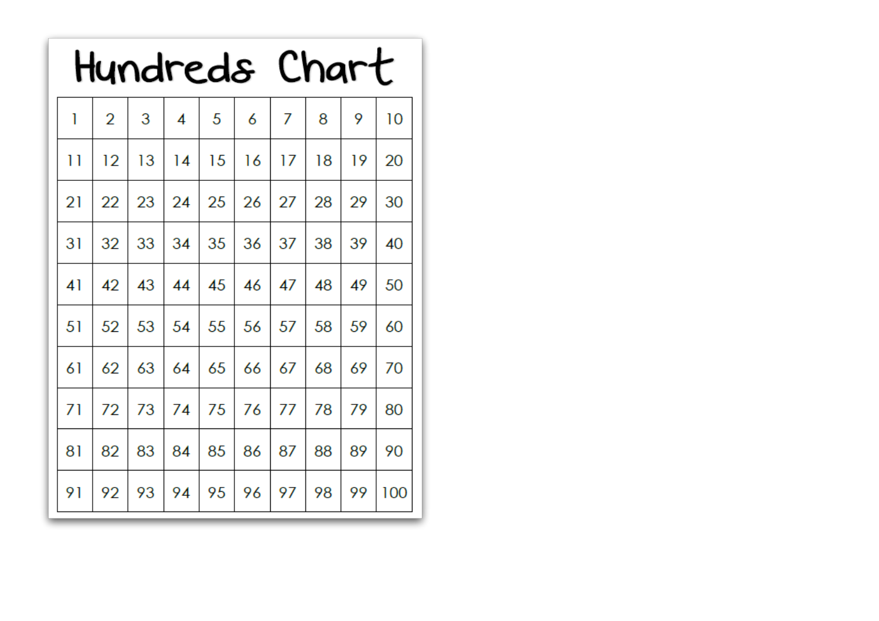# Hundreds Chart

| | | | | | | | | | |
|---|---|---|---|---|---|---|---|---|---|
| 1 | 2 | 3 | 4 | 5 | 6 | 7 | 8 | 9 | 10 |
| 11 | 12 | 13 | 14 | 15 | 16 | 17 | 18 | 19 | 20 |
| 21 | 22 | 23 | 24 | 25 | 26 | 27 | 28 | 29 | 30 |
| 31 | 32 | 33 | 34 | 35 | 36 | 37 | 38 | 39 | 40 |
| 41 | 42 | 43 | 44 | 45 | 46 | 47 | 48 | 49 | 50 |
| 51 | 52 | 53 | 54 | 55 | 56 | 57 | 58 | 59 | 60 |
| 61 | 62 | 63 | 64 | 65 | 66 | 67 | 68 | 69 | 70 |
| 71 | 72 | 73 | 74 | 75 | 76 | 77 | 78 | 79 | 80 |
| 81 | 82 | 83 | 84 | 85 | 86 | 87 | 88 | 89 | 90 |
| 91 | 92 | 93 | 94 | 95 | 96 | 97 | 98 | 99 | 100 |